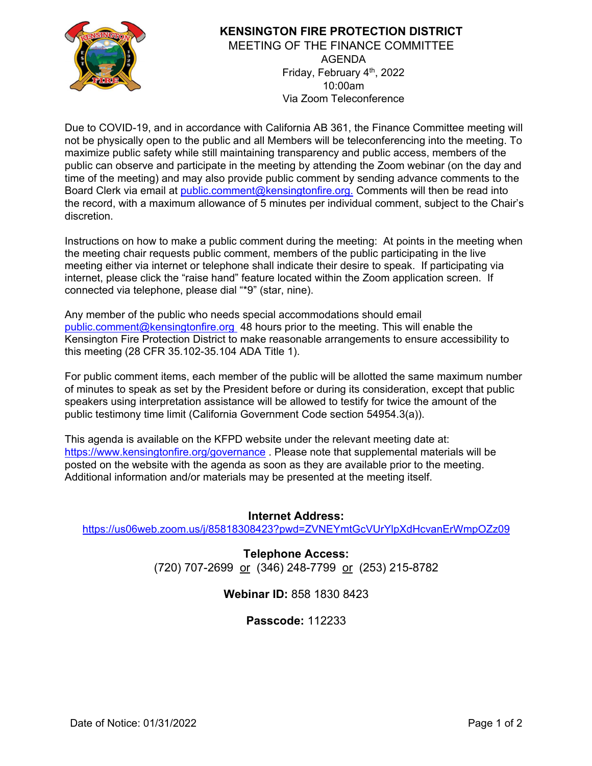# KENSINGTON FIRE PROTECTION DISTRICT

MEETING OF THE FINANCE COMMITTEE
AGENDA
Friday, February 4th, 2022
10:00am
Via Zoom Teleconference

Due to COVID-19, and in accordance with California AB 361, the Finance Committee meeting will not be physically open to the public and all Members will be teleconferencing into the meeting. To maximize public safety while still maintaining transparency and public access, members of the public can observe and participate in the meeting by attending the Zoom webinar (on the day and time of the meeting) and may also provide public comment by sending advance comments to the Board Clerk via email at public.comment@kensingtonfire.org. Comments will then be read into the record, with a maximum allowance of 5 minutes per individual comment, subject to the Chair's discretion.

Instructions on how to make a public comment during the meeting: At points in the meeting when the meeting chair requests public comment, members of the public participating in the live meeting either via internet or telephone shall indicate their desire to speak. If participating via internet, please click the "raise hand" feature located within the Zoom application screen. If connected via telephone, please dial "*9" (star, nine).

Any member of the public who needs special accommodations should email public.comment@kensingtonfire.org 48 hours prior to the meeting. This will enable the Kensington Fire Protection District to make reasonable arrangements to ensure accessibility to this meeting (28 CFR 35.102-35.104 ADA Title 1).

For public comment items, each member of the public will be allotted the same maximum number of minutes to speak as set by the President before or during its consideration, except that public speakers using interpretation assistance will be allowed to testify for twice the amount of the public testimony time limit (California Government Code section 54954.3(a)).

This agenda is available on the KFPD website under the relevant meeting date at: https://www.kensingtonfire.org/governance . Please note that supplemental materials will be posted on the website with the agenda as soon as they are available prior to the meeting. Additional information and/or materials may be presented at the meeting itself.

**Internet Address:**
https://us06web.zoom.us/j/85818308423?pwd=ZVNEYmtGcVUrYlpXdHcvanErWmpOZz09

**Telephone Access:**
(720) 707-2699 or (346) 248-7799 or (253) 215-8782

**Webinar ID:** 858 1830 8423

**Passcode:** 112233

Date of Notice: 01/31/2022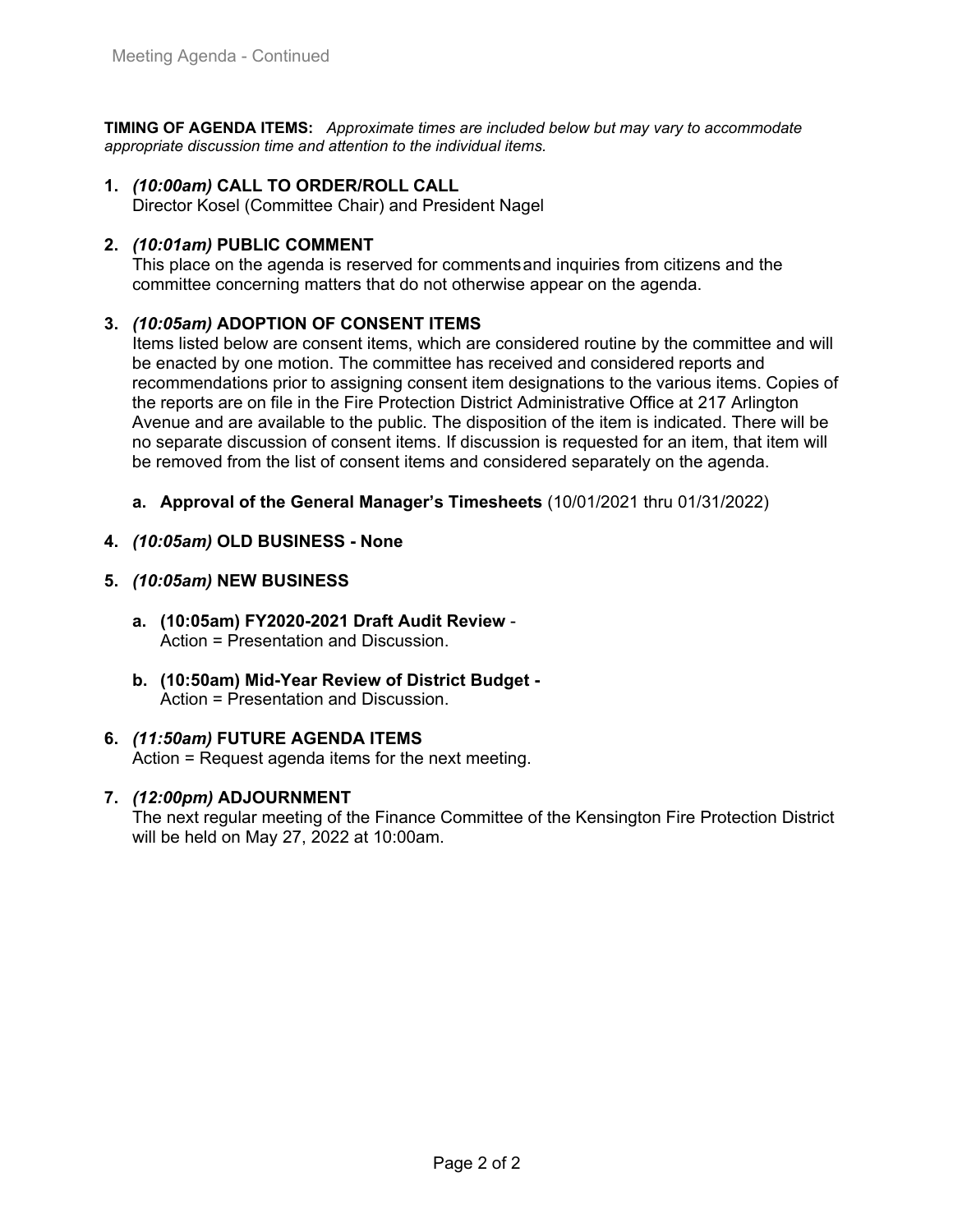**TIMING OF AGENDA ITEMS:** *Approximate times are included below but may vary to accommodate appropriate discussion time and attention to the individual items.*

1. *(10:00am)* **CALL TO ORDER/ROLL CALL**
   Director Kosel (Committee Chair) and President Nagel

2. *(10:01am)* **PUBLIC COMMENT**
   This place on the agenda is reserved for comments and inquiries from citizens and the committee concerning matters that do not otherwise appear on the agenda.

3. *(10:05am)* **ADOPTION OF CONSENT ITEMS**
   Items listed below are consent items, which are considered routine by the committee and will be enacted by one motion. The committee has received and considered reports and recommendations prior to assigning consent item designations to the various items. Copies of the reports are on file in the Fire Protection District Administrative Office at 217 Arlington Avenue and are available to the public. The disposition of the item is indicated. There will be no separate discussion of consent items. If discussion is requested for an item, that item will be removed from the list of consent items and considered separately on the agenda.

   a. **Approval of the General Manager's Timesheets** (10/01/2021 thru 01/31/2022)

4. *(10:05am)* **OLD BUSINESS - None**

5. *(10:05am)* **NEW BUSINESS**

   a. **(10:05am) FY2020-2021 Draft Audit Review** -
      Action = Presentation and Discussion.

   b. **(10:50am) Mid-Year Review of District Budget -**
      Action = Presentation and Discussion.

6. *(11:50am)* **FUTURE AGENDA ITEMS**
   Action = Request agenda items for the next meeting.

7. *(12:00pm)* **ADJOURNMENT**
   The next regular meeting of the Finance Committee of the Kensington Fire Protection District will be held on May 27, 2022 at 10:00am.